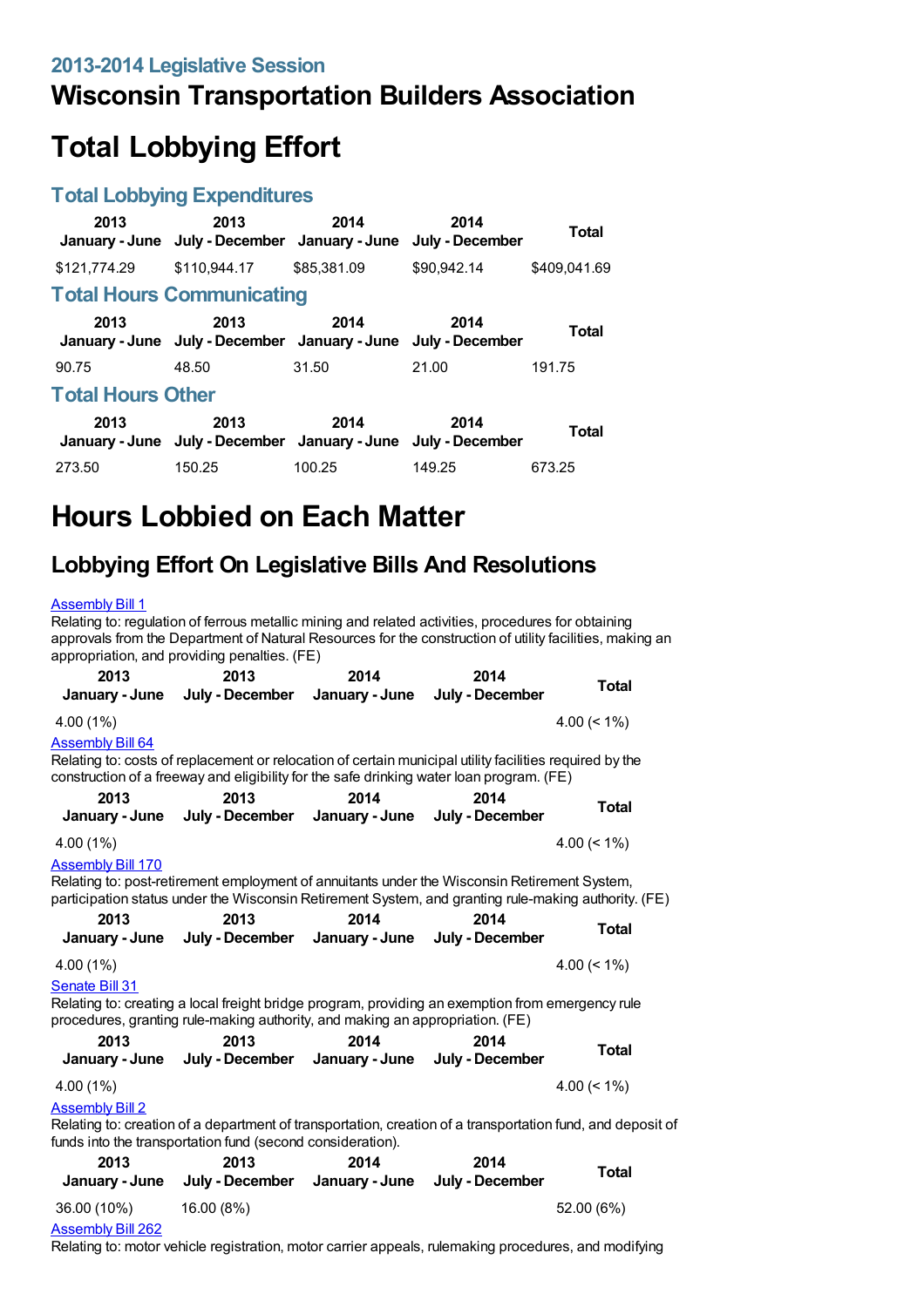## 2013-2014 Legislative Session

# Wisconsin Transportation Builders Association

# Total Lobbying Effort

## Total Lobbying Expenditures

| 2013 January - June | 2013 July - December | 2014 January - June | 2014 July - December | Total |
|---|---|---|---|---|
| $121,774.29 | $110,944.17 | $85,381.09 | $90,942.14 | $409,041.69 |

## Total Hours Communicating

| 2013 January - June | 2013 July - December | 2014 January - June | 2014 July - December | Total |
|---|---|---|---|---|
| 90.75 | 48.50 | 31.50 | 21.00 | 191.75 |

## Total Hours Other

| 2013 January - June | 2013 July - December | 2014 January - June | 2014 July - December | Total |
|---|---|---|---|---|
| 273.50 | 150.25 | 100.25 | 149.25 | 673.25 |

# Hours Lobbied on Each Matter

## Lobbying Effort On Legislative Bills And Resolutions

Assembly Bill 1

Relating to: regulation of ferrous metallic mining and related activities, procedures for obtaining approvals from the Department of Natural Resources for the construction of utility facilities, making an appropriation, and providing penalties. (FE)

| 2013 January - June | 2013 July - December | 2014 January - June | 2014 July - December | Total |
|---|---|---|---|---|
| 4.00 (1%) | | | | 4.00 (< 1%) |

Assembly Bill 64

Relating to: costs of replacement or relocation of certain municipal utility facilities required by the construction of a freeway and eligibility for the safe drinking water loan program. (FE)

| 2013 January - June | 2013 July - December | 2014 January - June | 2014 July - December | Total |
|---|---|---|---|---|
| 4.00 (1%) | | | | 4.00 (< 1%) |

Assembly Bill 170

Relating to: post-retirement employment of annuitants under the Wisconsin Retirement System, participation status under the Wisconsin Retirement System, and granting rule-making authority. (FE)

| 2013 January - June | 2013 July - December | 2014 January - June | 2014 July - December | Total |
|---|---|---|---|---|
| 4.00 (1%) | | | | 4.00 (< 1%) |

Senate Bill 31

Relating to: creating a local freight bridge program, providing an exemption from emergency rule procedures, granting rule-making authority, and making an appropriation. (FE)

| 2013 January - June | 2013 July - December | 2014 January - June | 2014 July - December | Total |
|---|---|---|---|---|
| 4.00 (1%) | | | | 4.00 (< 1%) |

Assembly Bill 2

Relating to: creation of a department of transportation, creation of a transportation fund, and deposit of funds into the transportation fund (second consideration).

| 2013 January - June | 2013 July - December | 2014 January - June | 2014 July - December | Total |
|---|---|---|---|---|
| 36.00 (10%) | 16.00 (8%) | | | 52.00 (6%) |

Assembly Bill 262

Relating to: motor vehicle registration, motor carrier appeals, rulemaking procedures, and modifying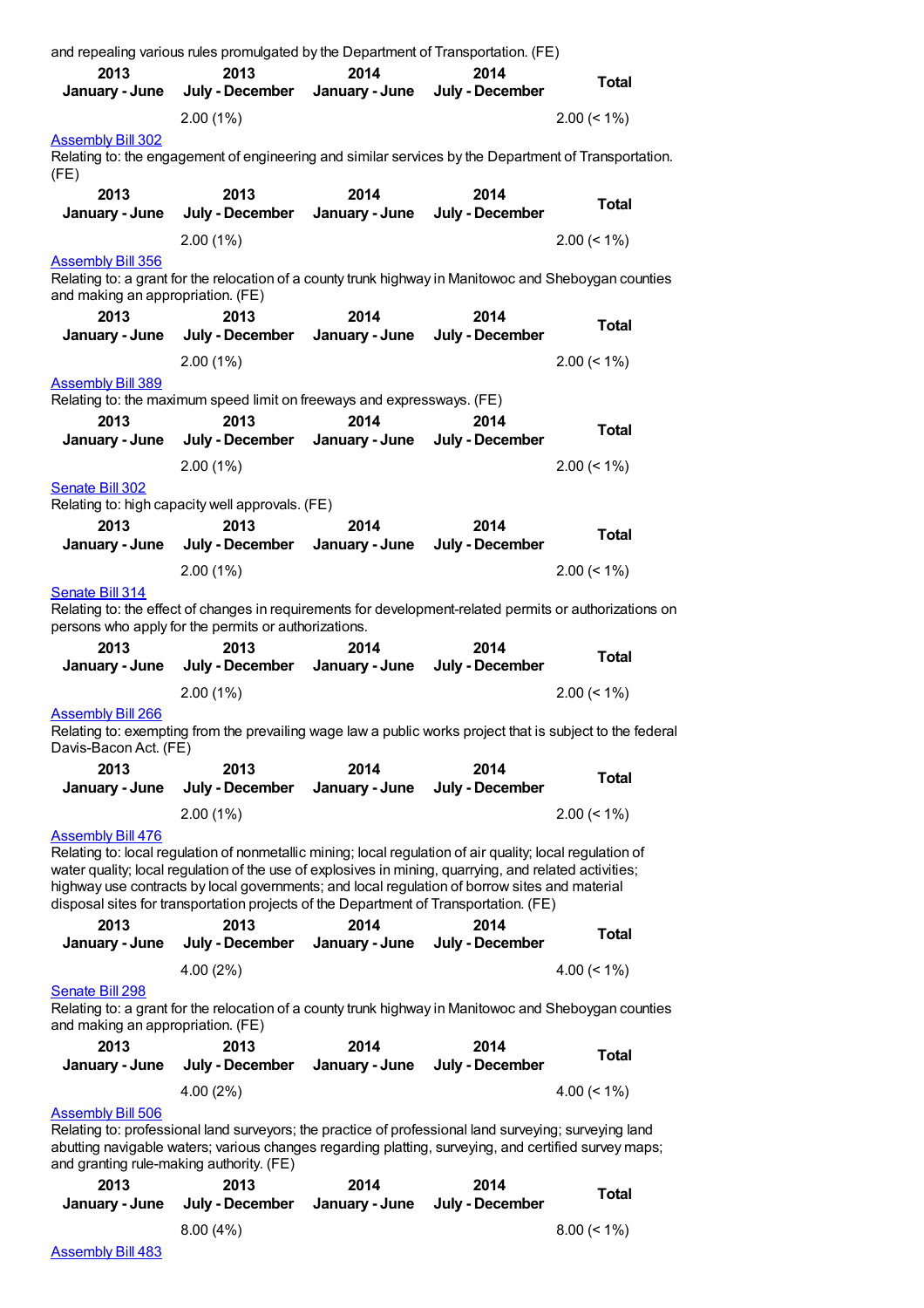and repealing various rules promulgated by the Department of Transportation. (FE)

| 2013 January - June | 2013 July - December | 2014 January - June | 2014 July - December | Total |
|---|---|---|---|---|
| | 2.00 (1%) | | | 2.00 (< 1%) |

Assembly Bill 302

Relating to: the engagement of engineering and similar services by the Department of Transportation. (FE)

| 2013 January - June | 2013 July - December | 2014 January - June | 2014 July - December | Total |
|---|---|---|---|---|
| | 2.00 (1%) | | | 2.00 (< 1%) |

Assembly Bill 356

Relating to: a grant for the relocation of a county trunk highway in Manitowoc and Sheboygan counties and making an appropriation. (FE)

| 2013 January - June | 2013 July - December | 2014 January - June | 2014 July - December | Total |
|---|---|---|---|---|
| | 2.00 (1%) | | | 2.00 (< 1%) |

Assembly Bill 389

Relating to: the maximum speed limit on freeways and expressways. (FE)

| 2013 January - June | 2013 July - December | 2014 January - June | 2014 July - December | Total |
|---|---|---|---|---|
| | 2.00 (1%) | | | 2.00 (< 1%) |

Senate Bill 302

Relating to: high capacity well approvals. (FE)

| 2013 January - June | 2013 July - December | 2014 January - June | 2014 July - December | Total |
|---|---|---|---|---|
| | 2.00 (1%) | | | 2.00 (< 1%) |

Senate Bill 314

Relating to: the effect of changes in requirements for development-related permits or authorizations on persons who apply for the permits or authorizations.

| 2013 January - June | 2013 July - December | 2014 January - June | 2014 July - December | Total |
|---|---|---|---|---|
| | 2.00 (1%) | | | 2.00 (< 1%) |

Assembly Bill 266

Relating to: exempting from the prevailing wage law a public works project that is subject to the federal Davis-Bacon Act. (FE)

| 2013 January - June | 2013 July - December | 2014 January - June | 2014 July - December | Total |
|---|---|---|---|---|
| | 2.00 (1%) | | | 2.00 (< 1%) |

Assembly Bill 476

Relating to: local regulation of nonmetallic mining; local regulation of air quality; local regulation of water quality; local regulation of the use of explosives in mining, quarrying, and related activities; highway use contracts by local governments; and local regulation of borrow sites and material disposal sites for transportation projects of the Department of Transportation. (FE)

| 2013 January - June | 2013 July - December | 2014 January - June | 2014 July - December | Total |
|---|---|---|---|---|
| | 4.00 (2%) | | | 4.00 (< 1%) |

Senate Bill 298

Relating to: a grant for the relocation of a county trunk highway in Manitowoc and Sheboygan counties and making an appropriation. (FE)

| 2013 January - June | 2013 July - December | 2014 January - June | 2014 July - December | Total |
|---|---|---|---|---|
| | 4.00 (2%) | | | 4.00 (< 1%) |

Assembly Bill 506

Relating to: professional land surveyors; the practice of professional land surveying; surveying land abutting navigable waters; various changes regarding platting, surveying, and certified survey maps; and granting rule-making authority. (FE)

| 2013 January - June | 2013 July - December | 2014 January - June | 2014 July - December | Total |
|---|---|---|---|---|
| | 8.00 (4%) | | | 8.00 (< 1%) |

Assembly Bill 483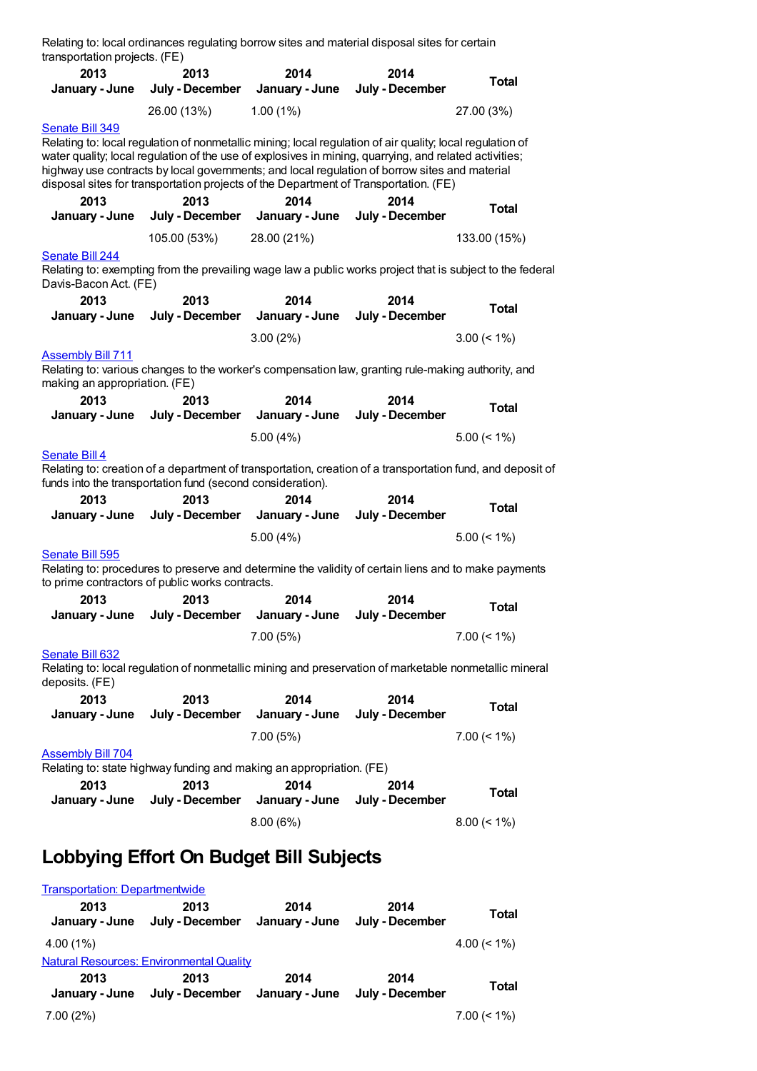Relating to: local ordinances regulating borrow sites and material disposal sites for certain transportation projects. (FE)

| 2013 January - June | 2013 July - December | 2014 January - June | 2014 July - December | Total |
|---|---|---|---|---|
| | 26.00 (13%) | 1.00 (1%) | | 27.00 (3%) |

Senate Bill 349

Relating to: local regulation of nonmetallic mining; local regulation of air quality; local regulation of water quality; local regulation of the use of explosives in mining, quarrying, and related activities; highway use contracts by local governments; and local regulation of borrow sites and material disposal sites for transportation projects of the Department of Transportation. (FE)

| 2013 January - June | 2013 July - December | 2014 January - June | 2014 July - December | Total |
|---|---|---|---|---|
| | 105.00 (53%) | 28.00 (21%) | | 133.00 (15%) |

Senate Bill 244

Relating to: exempting from the prevailing wage law a public works project that is subject to the federal Davis-Bacon Act. (FE)

| 2013 January - June | 2013 July - December | 2014 January - June | 2014 July - December | Total |
|---|---|---|---|---|
| | | 3.00 (2%) | | 3.00 (< 1%) |

Assembly Bill 711

Relating to: various changes to the worker's compensation law, granting rule-making authority, and making an appropriation. (FE)

| 2013 January - June | 2013 July - December | 2014 January - June | 2014 July - December | Total |
|---|---|---|---|---|
| | | 5.00 (4%) | | 5.00 (< 1%) |

Senate Bill 4

Relating to: creation of a department of transportation, creation of a transportation fund, and deposit of funds into the transportation fund (second consideration).

| 2013 January - June | 2013 July - December | 2014 January - June | 2014 July - December | Total |
|---|---|---|---|---|
| | | 5.00 (4%) | | 5.00 (< 1%) |

Senate Bill 595

Relating to: procedures to preserve and determine the validity of certain liens and to make payments to prime contractors of public works contracts.

| 2013 January - June | 2013 July - December | 2014 January - June | 2014 July - December | Total |
|---|---|---|---|---|
| | | 7.00 (5%) | | 7.00 (< 1%) |

Senate Bill 632

Relating to: local regulation of nonmetallic mining and preservation of marketable nonmetallic mineral deposits. (FE)

| 2013 January - June | 2013 July - December | 2014 January - June | 2014 July - December | Total |
|---|---|---|---|---|
| | | 7.00 (5%) | | 7.00 (< 1%) |

Assembly Bill 704

Relating to: state highway funding and making an appropriation. (FE)

| 2013 January - June | 2013 July - December | 2014 January - June | 2014 July - December | Total |
|---|---|---|---|---|
| | | 8.00 (6%) | | 8.00 (< 1%) |

## Lobbying Effort On Budget Bill Subjects

Transportation: Departmentwide

| 2013 January - June | 2013 July - December | 2014 January - June | 2014 July - December | Total |
|---|---|---|---|---|
| 4.00 (1%) | | | | 4.00 (< 1%) |

Natural Resources: Environmental Quality

| 2013 January - June | 2013 July - December | 2014 January - June | 2014 July - December | Total |
|---|---|---|---|---|
| 7.00 (2%) | | | | 7.00 (< 1%) |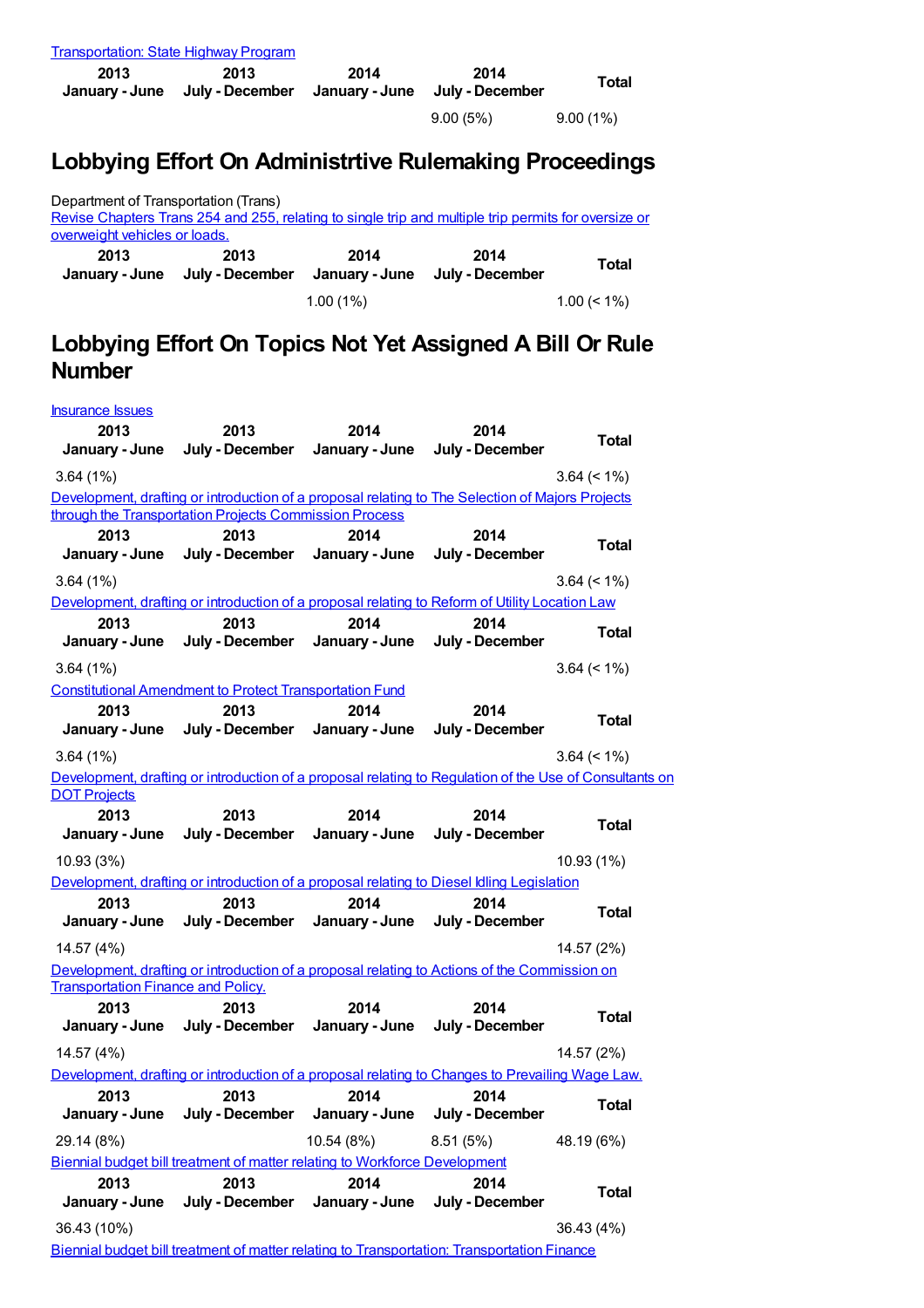Transportation: State Highway Program

| 2013 January - June | 2013 July - December | 2014 January - June | 2014 July - December | Total |
|---|---|---|---|---|
| | | | 9.00 (5%) | 9.00 (1%) |

# Lobbying Effort On Administrtive Rulemaking Proceedings

Department of Transportation (Trans)

Revise Chapters Trans 254 and 255, relating to single trip and multiple trip permits for oversize or overweight vehicles or loads.

| 2013 January - June | 2013 July - December | 2014 January - June | 2014 July - December | Total |
|---|---|---|---|---|
| | | 1.00 (1%) | | 1.00 (< 1%) |

# Lobbying Effort On Topics Not Yet Assigned A Bill Or Rule Number

Insurance Issues

| 2013 January - June | 2013 July - December | 2014 January - June | 2014 July - December | Total |
|---|---|---|---|---|
| 3.64 (1%) | | | | 3.64 (< 1%) |

Development, drafting or introduction of a proposal relating to The Selection of Majors Projects through the Transportation Projects Commission Process

| 2013 January - June | 2013 July - December | 2014 January - June | 2014 July - December | Total |
|---|---|---|---|---|
| 3.64 (1%) | | | | 3.64 (< 1%) |

Development, drafting or introduction of a proposal relating to Reform of Utility Location Law

| 2013 January - June | 2013 July - December | 2014 January - June | 2014 July - December | Total |
|---|---|---|---|---|
| 3.64 (1%) | | | | 3.64 (< 1%) |

Constitutional Amendment to Protect Transportation Fund

| 2013 January - June | 2013 July - December | 2014 January - June | 2014 July - December | Total |
|---|---|---|---|---|
| 3.64 (1%) | | | | 3.64 (< 1%) |

Development, drafting or introduction of a proposal relating to Regulation of the Use of Consultants on DOT Projects

| 2013 January - June | 2013 July - December | 2014 January - June | 2014 July - December | Total |
|---|---|---|---|---|
| 10.93 (3%) | | | | 10.93 (1%) |

Development, drafting or introduction of a proposal relating to Diesel Idling Legislation

| 2013 January - June | 2013 July - December | 2014 January - June | 2014 July - December | Total |
|---|---|---|---|---|
| 14.57 (4%) | | | | 14.57 (2%) |

Development, drafting or introduction of a proposal relating to Actions of the Commission on Transportation Finance and Policy.

| 2013 January - June | 2013 July - December | 2014 January - June | 2014 July - December | Total |
|---|---|---|---|---|
| 14.57 (4%) | | | | 14.57 (2%) |

Development, drafting or introduction of a proposal relating to Changes to Prevailing Wage Law.

| 2013 January - June | 2013 July - December | 2014 January - June | 2014 July - December | Total |
|---|---|---|---|---|
| 29.14 (8%) | | 10.54 (8%) | 8.51 (5%) | 48.19 (6%) |

Biennial budget bill treatment of matter relating to Workforce Development

| 2013 January - June | 2013 July - December | 2014 January - June | 2014 July - December | Total |
|---|---|---|---|---|
| 36.43 (10%) | | | | 36.43 (4%) |

Biennial budget bill treatment of matter relating to Transportation: Transportation Finance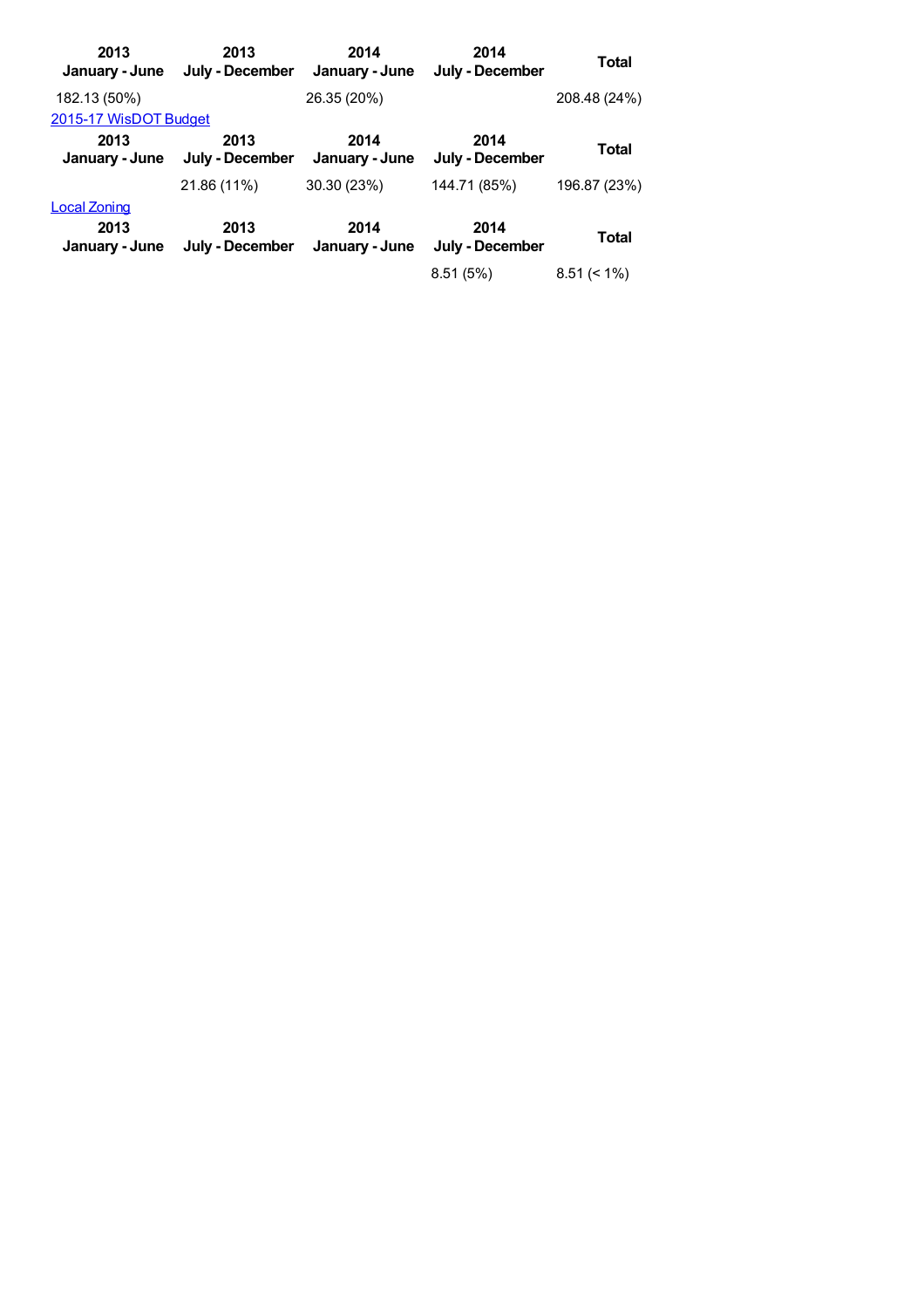| 2013 January - June | 2013 July - December | 2014 January - June | 2014 July - December | Total |
|---|---|---|---|---|
| 182.13 (50%) | | 26.35 (20%) | | 208.48 (24%) |

2015-17 WisDOT Budget

| 2013 January - June | 2013 July - December | 2014 January - June | 2014 July - December | Total |
|---|---|---|---|---|
| | 21.86 (11%) | 30.30 (23%) | 144.71 (85%) | 196.87 (23%) |

Local Zoning

| 2013 January - June | 2013 July - December | 2014 January - June | 2014 July - December | Total |
|---|---|---|---|---|
| | | | 8.51 (5%) | 8.51 (< 1%) |